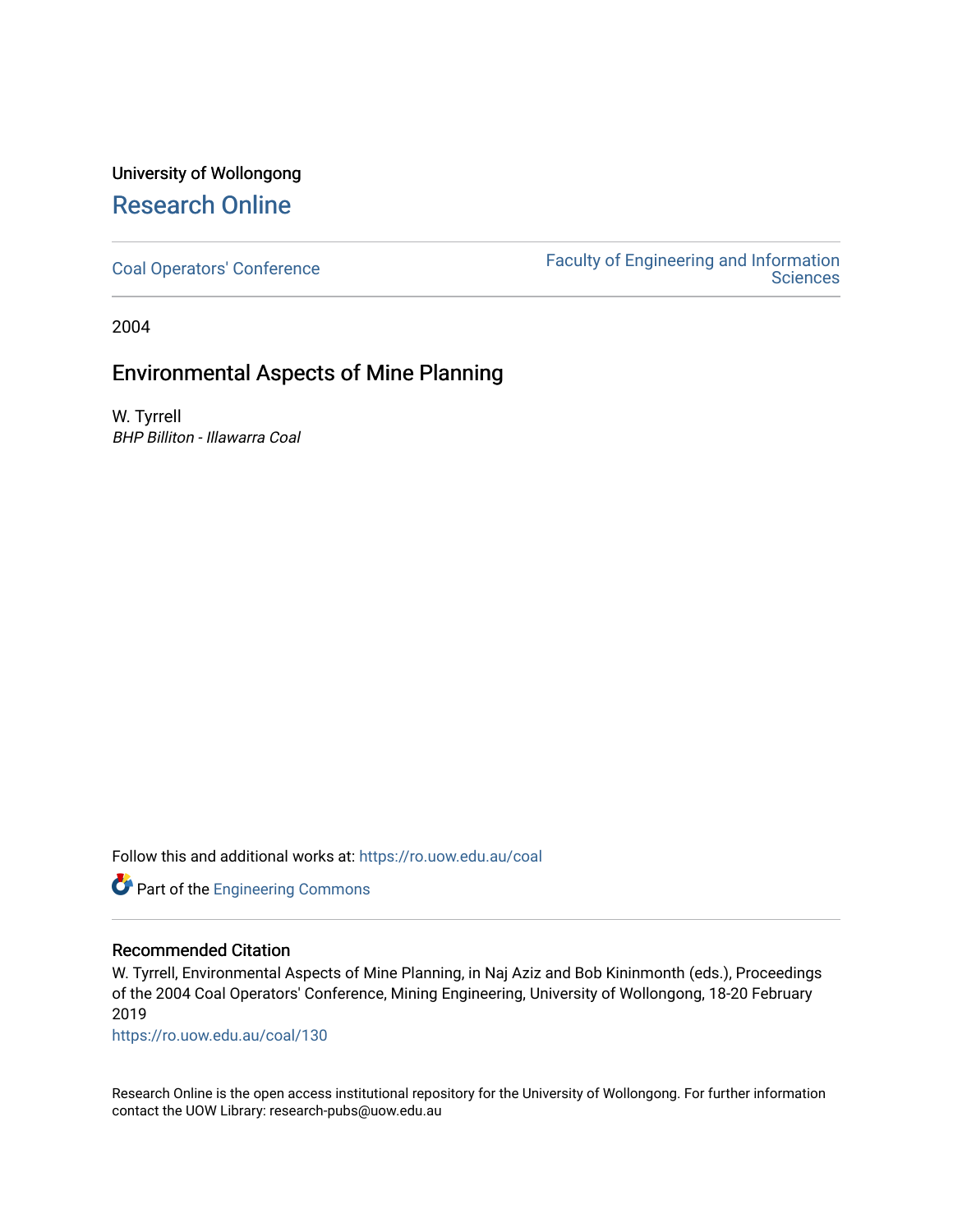University of Wollongong

# Research Online

Coal Operators' Conference

Faculty of Engineering and Information Sciences

2004

## Environmental Aspects of Mine Planning

W. Tyrrell

*BHP Billiton - Illawarra Coal*

Follow this and additional works at: https://ro.uow.edu.au/coal

Part of the Engineering Commons

### Recommended Citation

W. Tyrrell, Environmental Aspects of Mine Planning, in Naj Aziz and Bob Kininmonth (eds.), Proceedings of the 2004 Coal Operators' Conference, Mining Engineering, University of Wollongong, 18-20 February 2019

https://ro.uow.edu.au/coal/130

Research Online is the open access institutional repository for the University of Wollongong. For further information contact the UOW Library: research-pubs@uow.edu.au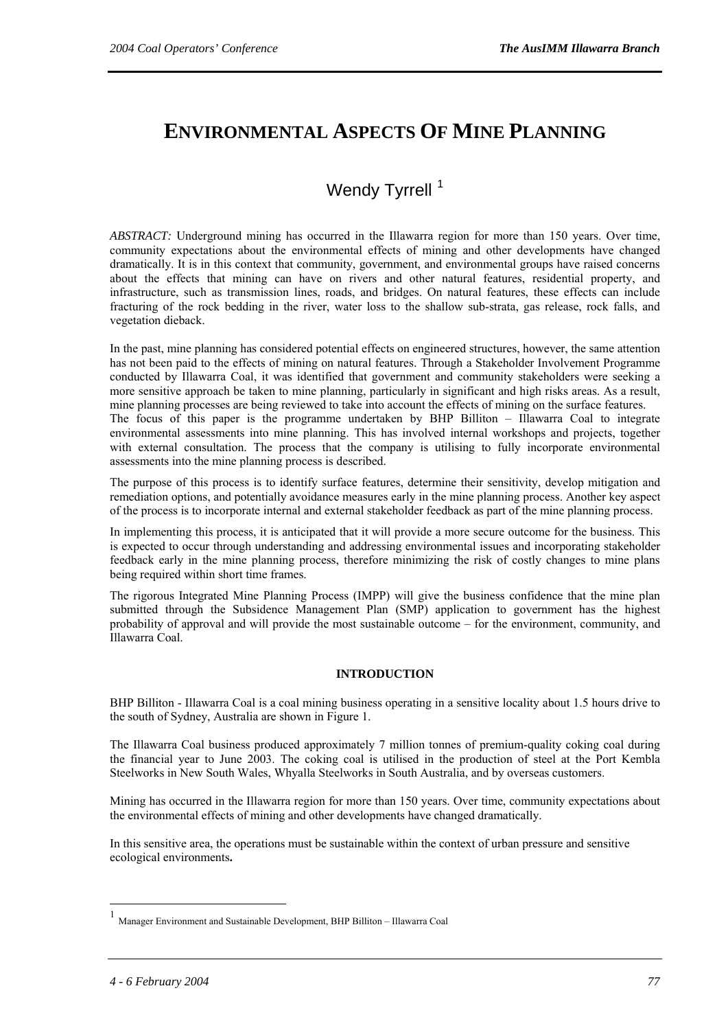# ENVIRONMENTAL ASPECTS OF MINE PLANNING

Wendy Tyrrell [1]

*ABSTRACT:* Underground mining has occurred in the Illawarra region for more than 150 years. Over time, community expectations about the environmental effects of mining and other developments have changed dramatically. It is in this context that community, government, and environmental groups have raised concerns about the effects that mining can have on rivers and other natural features, residential property, and infrastructure, such as transmission lines, roads, and bridges. On natural features, these effects can include fracturing of the rock bedding in the river, water loss to the shallow sub-strata, gas release, rock falls, and vegetation dieback.

In the past, mine planning has considered potential effects on engineered structures, however, the same attention has not been paid to the effects of mining on natural features. Through a Stakeholder Involvement Programme conducted by Illawarra Coal, it was identified that government and community stakeholders were seeking a more sensitive approach be taken to mine planning, particularly in significant and high risks areas. As a result, mine planning processes are being reviewed to take into account the effects of mining on the surface features.

The focus of this paper is the programme undertaken by BHP Billiton – Illawarra Coal to integrate environmental assessments into mine planning. This has involved internal workshops and projects, together with external consultation. The process that the company is utilising to fully incorporate environmental assessments into the mine planning process is described.

The purpose of this process is to identify surface features, determine their sensitivity, develop mitigation and remediation options, and potentially avoidance measures early in the mine planning process. Another key aspect of the process is to incorporate internal and external stakeholder feedback as part of the mine planning process.

In implementing this process, it is anticipated that it will provide a more secure outcome for the business. This is expected to occur through understanding and addressing environmental issues and incorporating stakeholder feedback early in the mine planning process, therefore minimizing the risk of costly changes to mine plans being required within short time frames.

The rigorous Integrated Mine Planning Process (IMPP) will give the business confidence that the mine plan submitted through the Subsidence Management Plan (SMP) application to government has the highest probability of approval and will provide the most sustainable outcome – for the environment, community, and Illawarra Coal.

## INTRODUCTION

BHP Billiton - Illawarra Coal is a coal mining business operating in a sensitive locality about 1.5 hours drive to the south of Sydney, Australia are shown in Figure 1.

The Illawarra Coal business produced approximately 7 million tonnes of premium-quality coking coal during the financial year to June 2003. The coking coal is utilised in the production of steel at the Port Kembla Steelworks in New South Wales, Whyalla Steelworks in South Australia, and by overseas customers.

Mining has occurred in the Illawarra region for more than 150 years. Over time, community expectations about the environmental effects of mining and other developments have changed dramatically.

In this sensitive area, the operations must be sustainable within the context of urban pressure and sensitive ecological environments**.**

[1] Manager Environment and Sustainable Development, BHP Billiton – Illawarra Coal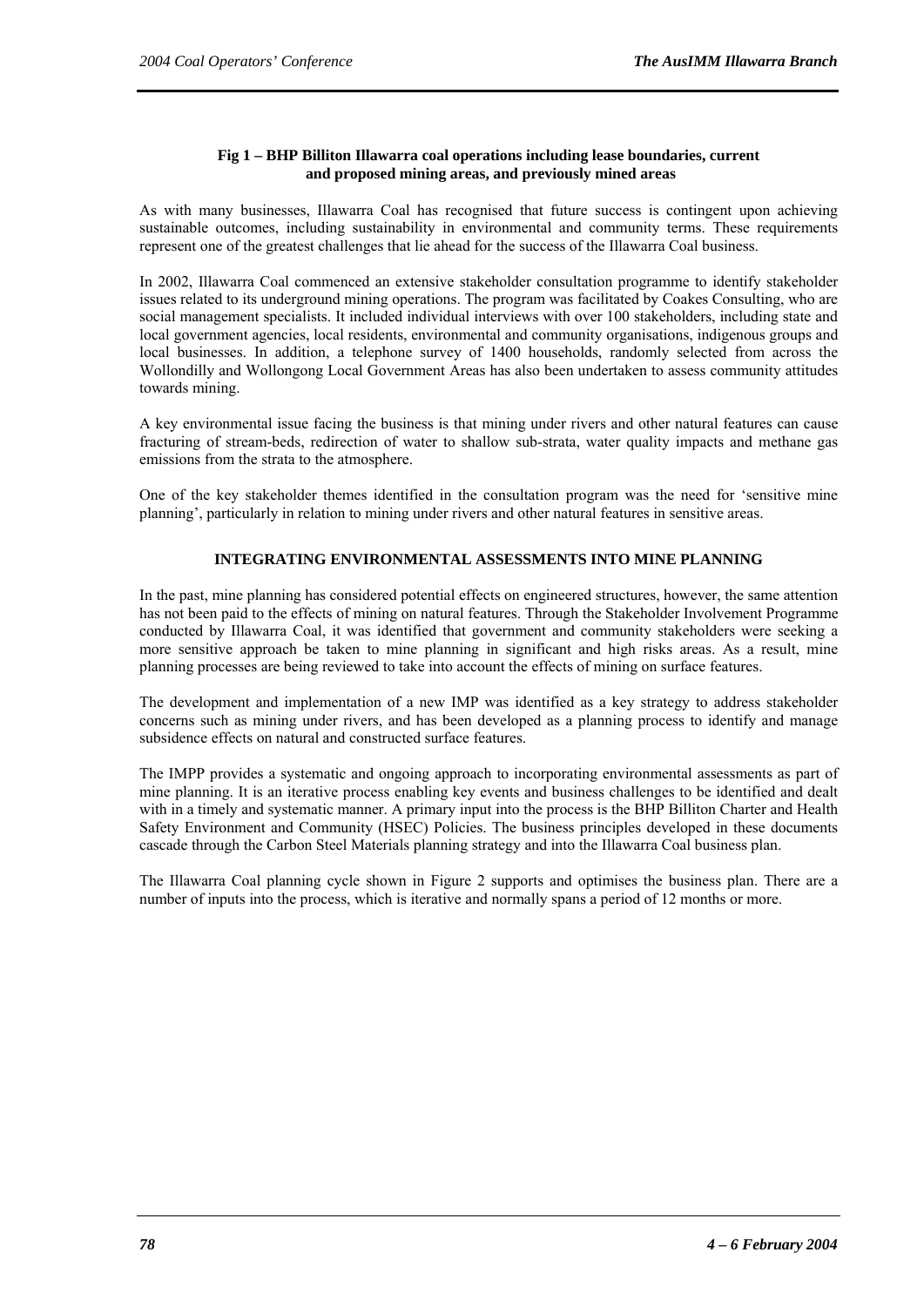**Fig 1 – BHP Billiton Illawarra coal operations including lease boundaries, current and proposed mining areas, and previously mined areas**

As with many businesses, Illawarra Coal has recognised that future success is contingent upon achieving sustainable outcomes, including sustainability in environmental and community terms. These requirements represent one of the greatest challenges that lie ahead for the success of the Illawarra Coal business.

In 2002, Illawarra Coal commenced an extensive stakeholder consultation programme to identify stakeholder issues related to its underground mining operations. The program was facilitated by Coakes Consulting, who are social management specialists. It included individual interviews with over 100 stakeholders, including state and local government agencies, local residents, environmental and community organisations, indigenous groups and local businesses. In addition, a telephone survey of 1400 households, randomly selected from across the Wollondilly and Wollongong Local Government Areas has also been undertaken to assess community attitudes towards mining.

A key environmental issue facing the business is that mining under rivers and other natural features can cause fracturing of stream-beds, redirection of water to shallow sub-strata, water quality impacts and methane gas emissions from the strata to the atmosphere.

One of the key stakeholder themes identified in the consultation program was the need for 'sensitive mine planning', particularly in relation to mining under rivers and other natural features in sensitive areas.

## INTEGRATING ENVIRONMENTAL ASSESSMENTS INTO MINE PLANNING

In the past, mine planning has considered potential effects on engineered structures, however, the same attention has not been paid to the effects of mining on natural features. Through the Stakeholder Involvement Programme conducted by Illawarra Coal, it was identified that government and community stakeholders were seeking a more sensitive approach be taken to mine planning in significant and high risks areas. As a result, mine planning processes are being reviewed to take into account the effects of mining on surface features.

The development and implementation of a new IMP was identified as a key strategy to address stakeholder concerns such as mining under rivers, and has been developed as a planning process to identify and manage subsidence effects on natural and constructed surface features.

The IMPP provides a systematic and ongoing approach to incorporating environmental assessments as part of mine planning. It is an iterative process enabling key events and business challenges to be identified and dealt with in a timely and systematic manner. A primary input into the process is the BHP Billiton Charter and Health Safety Environment and Community (HSEC) Policies. The business principles developed in these documents cascade through the Carbon Steel Materials planning strategy and into the Illawarra Coal business plan.

The Illawarra Coal planning cycle shown in Figure 2 supports and optimises the business plan. There are a number of inputs into the process, which is iterative and normally spans a period of 12 months or more.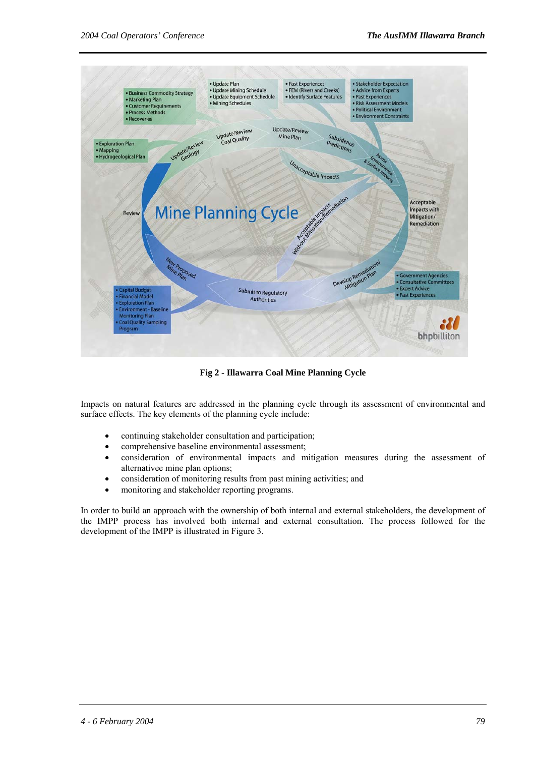**Fig 2 - Illawarra Coal Mine Planning Cycle**

Impacts on natural features are addressed in the planning cycle through its assessment of environmental and surface effects. The key elements of the planning cycle include:

- continuing stakeholder consultation and participation;
- comprehensive baseline environmental assessment;
- consideration of environmental impacts and mitigation measures during the assessment of alternativee mine plan options;
- consideration of monitoring results from past mining activities; and
- monitoring and stakeholder reporting programs.

In order to build an approach with the ownership of both internal and external stakeholders, the development of the IMPP process has involved both internal and external consultation. The process followed for the development of the IMPP is illustrated in Figure 3.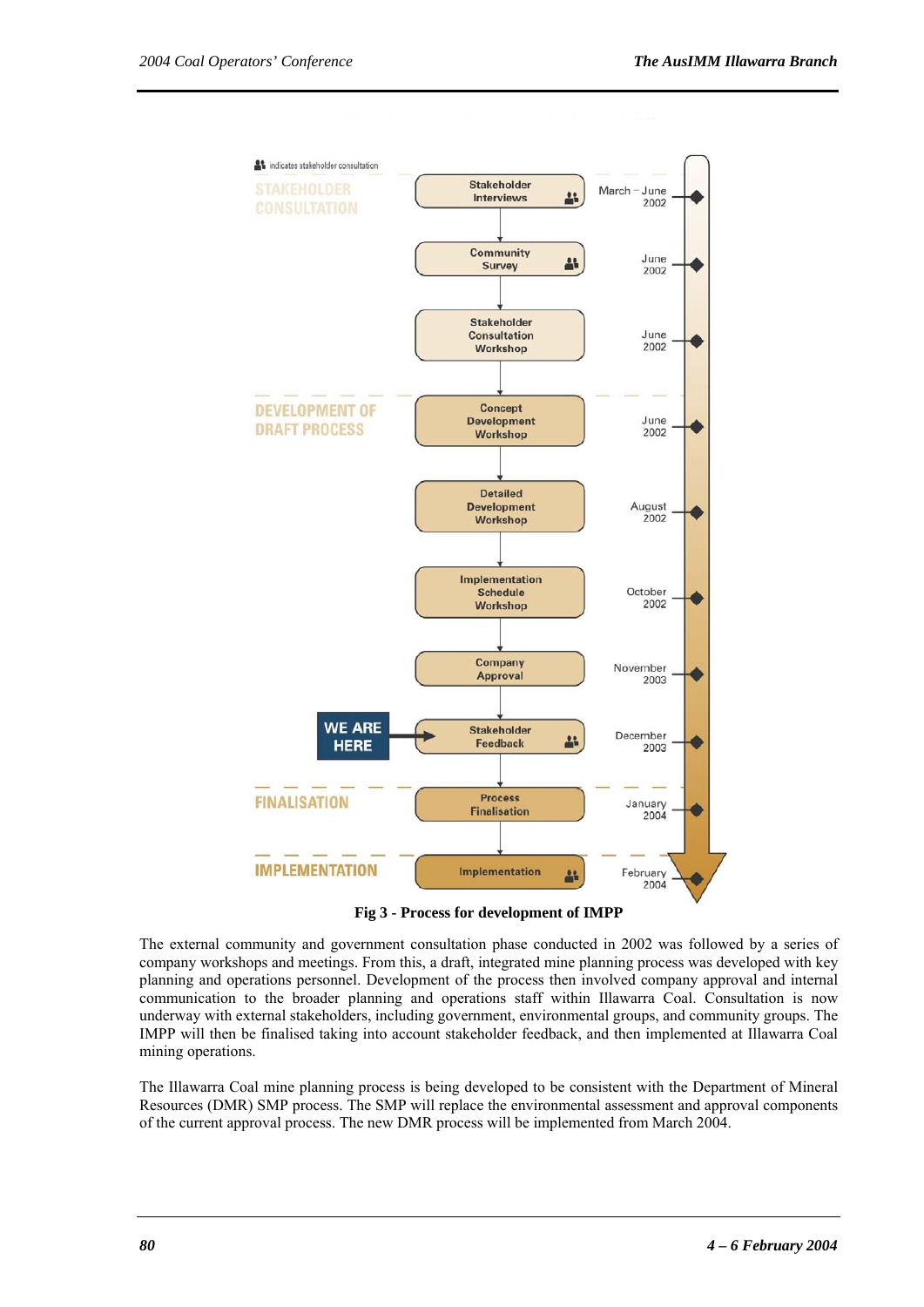| Phase | Step | Date |
| --- | --- | --- |
| STAKEHOLDER CONSULTATION | Stakeholder Interviews (stakeholder consultation) | March – June 2002 |
| | Community Survey (stakeholder consultation) | June 2002 |
| | Stakeholder Consultation Workshop | June 2002 |
| DEVELOPMENT OF DRAFT PROCESS | Concept Development Workshop | June 2002 |
| | Detailed Development Workshop | August 2002 |
| | Implementation Schedule Workshop | October 2002 |
| | Company Approval | November 2003 |
| | Stakeholder Feedback (stakeholder consultation) — WE ARE HERE | December 2003 |
| FINALISATION | Process Finalisation | January 2004 |
| IMPLEMENTATION | Implementation (stakeholder consultation) | February 2004 |

**Fig 3 - Process for development of IMPP**

The external community and government consultation phase conducted in 2002 was followed by a series of company workshops and meetings. From this, a draft, integrated mine planning process was developed with key planning and operations personnel. Development of the process then involved company approval and internal communication to the broader planning and operations staff within Illawarra Coal. Consultation is now underway with external stakeholders, including government, environmental groups, and community groups. The IMPP will then be finalised taking into account stakeholder feedback, and then implemented at Illawarra Coal mining operations.

The Illawarra Coal mine planning process is being developed to be consistent with the Department of Mineral Resources (DMR) SMP process. The SMP will replace the environmental assessment and approval components of the current approval process. The new DMR process will be implemented from March 2004.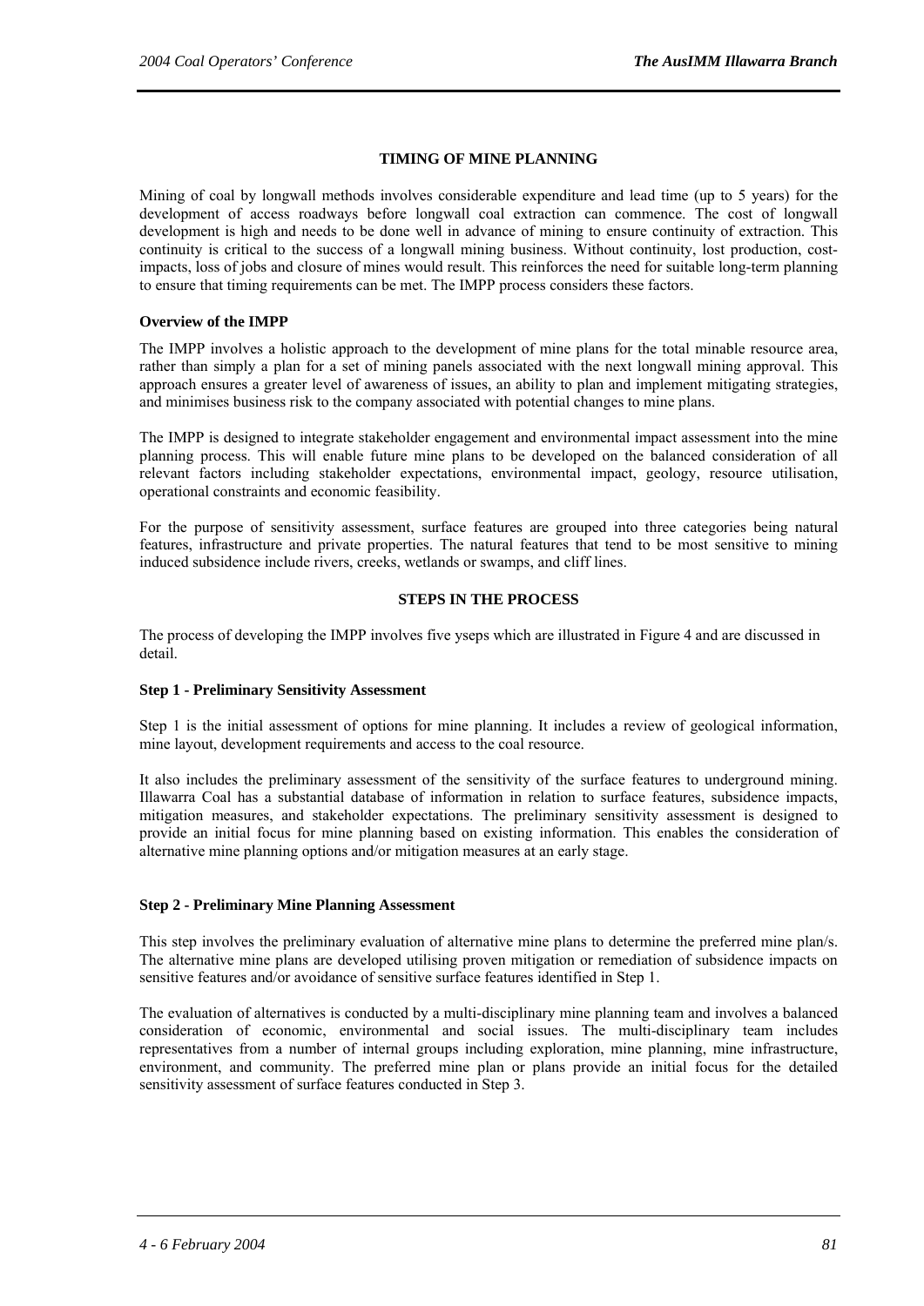## TIMING OF MINE PLANNING

Mining of coal by longwall methods involves considerable expenditure and lead time (up to 5 years) for the development of access roadways before longwall coal extraction can commence. The cost of longwall development is high and needs to be done well in advance of mining to ensure continuity of extraction. This continuity is critical to the success of a longwall mining business. Without continuity, lost production, cost-impacts, loss of jobs and closure of mines would result. This reinforces the need for suitable long-term planning to ensure that timing requirements can be met. The IMPP process considers these factors.

### Overview of the IMPP

The IMPP involves a holistic approach to the development of mine plans for the total minable resource area, rather than simply a plan for a set of mining panels associated with the next longwall mining approval. This approach ensures a greater level of awareness of issues, an ability to plan and implement mitigating strategies, and minimises business risk to the company associated with potential changes to mine plans.

The IMPP is designed to integrate stakeholder engagement and environmental impact assessment into the mine planning process. This will enable future mine plans to be developed on the balanced consideration of all relevant factors including stakeholder expectations, environmental impact, geology, resource utilisation, operational constraints and economic feasibility.

For the purpose of sensitivity assessment, surface features are grouped into three categories being natural features, infrastructure and private properties. The natural features that tend to be most sensitive to mining induced subsidence include rivers, creeks, wetlands or swamps, and cliff lines.

## STEPS IN THE PROCESS

The process of developing the IMPP involves five yseps which are illustrated in Figure 4 and are discussed in detail.

### Step 1 - Preliminary Sensitivity Assessment

Step 1 is the initial assessment of options for mine planning. It includes a review of geological information, mine layout, development requirements and access to the coal resource.

It also includes the preliminary assessment of the sensitivity of the surface features to underground mining. Illawarra Coal has a substantial database of information in relation to surface features, subsidence impacts, mitigation measures, and stakeholder expectations. The preliminary sensitivity assessment is designed to provide an initial focus for mine planning based on existing information. This enables the consideration of alternative mine planning options and/or mitigation measures at an early stage.

### Step 2 - Preliminary Mine Planning Assessment

This step involves the preliminary evaluation of alternative mine plans to determine the preferred mine plan/s. The alternative mine plans are developed utilising proven mitigation or remediation of subsidence impacts on sensitive features and/or avoidance of sensitive surface features identified in Step 1.

The evaluation of alternatives is conducted by a multi-disciplinary mine planning team and involves a balanced consideration of economic, environmental and social issues. The multi-disciplinary team includes representatives from a number of internal groups including exploration, mine planning, mine infrastructure, environment, and community. The preferred mine plan or plans provide an initial focus for the detailed sensitivity assessment of surface features conducted in Step 3.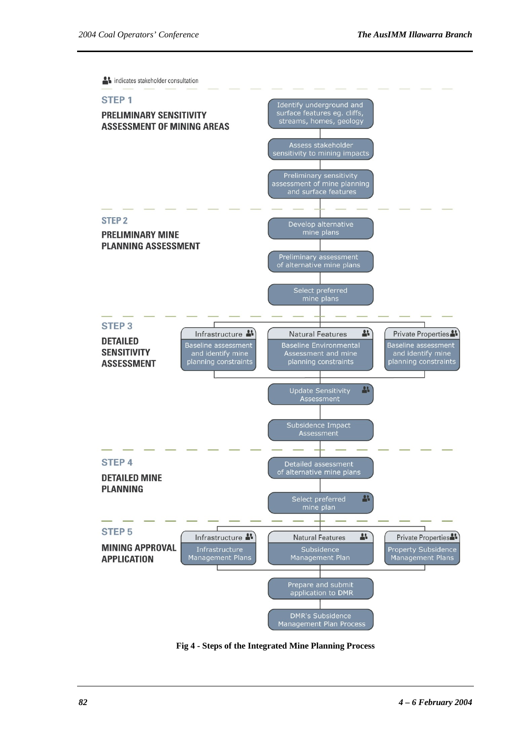indicates stakeholder consultation

**STEP 1**

**PRELIMINARY SENSITIVITY ASSESSMENT OF MINING AREAS**

- Identify underground and surface features eg. cliffs, streams, homes, geology
- Assess stakeholder sensitivity to mining impacts
- Preliminary sensitivity assessment of mine planning and surface features

**STEP 2**

**PRELIMINARY MINE PLANNING ASSESSMENT**

- Develop alternative mine plans
- Preliminary assessment of alternative mine plans
- Select preferred mine plans

**STEP 3**

**DETAILED SENSITIVITY ASSESSMENT**

- Infrastructure: Baseline assessment and identify mine planning constraints
- Natural Features: Baseline Environmental Assessment and mine planning constraints
- Private Properties: Baseline assessment and identify mine planning constraints
- Update Sensitivity Assessment
- Subsidence Impact Assessment

**STEP 4**

**DETAILED MINE PLANNING**

- Detailed assessment of alternative mine plans
- Select preferred mine plan

**STEP 5**

**MINING APPROVAL APPLICATION**

- Infrastructure: Infrastructure Management Plans
- Natural Features: Subsidence Management Plan
- Private Properties: Property Subsidence Management Plans
- Prepare and submit application to DMR
- DMR's Subsidence Management Plan Process

**Fig 4 - Steps of the Integrated Mine Planning Process**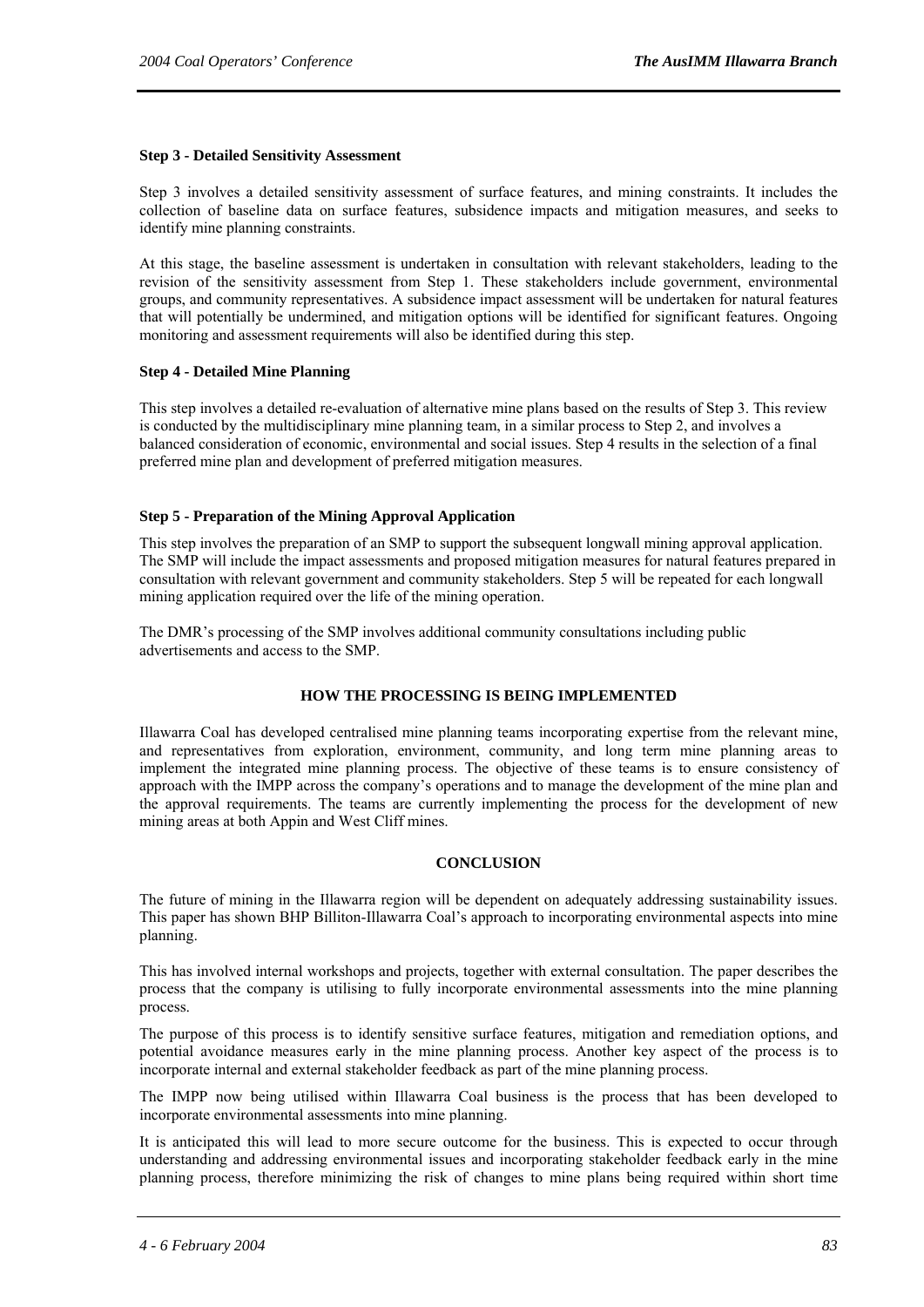### Step 3 - Detailed Sensitivity Assessment

Step 3 involves a detailed sensitivity assessment of surface features, and mining constraints. It includes the collection of baseline data on surface features, subsidence impacts and mitigation measures, and seeks to identify mine planning constraints.

At this stage, the baseline assessment is undertaken in consultation with relevant stakeholders, leading to the revision of the sensitivity assessment from Step 1. These stakeholders include government, environmental groups, and community representatives. A subsidence impact assessment will be undertaken for natural features that will potentially be undermined, and mitigation options will be identified for significant features. Ongoing monitoring and assessment requirements will also be identified during this step.

### Step 4 - Detailed Mine Planning

This step involves a detailed re-evaluation of alternative mine plans based on the results of Step 3. This review is conducted by the multidisciplinary mine planning team, in a similar process to Step 2, and involves a balanced consideration of economic, environmental and social issues. Step 4 results in the selection of a final preferred mine plan and development of preferred mitigation measures.

### Step 5 - Preparation of the Mining Approval Application

This step involves the preparation of an SMP to support the subsequent longwall mining approval application. The SMP will include the impact assessments and proposed mitigation measures for natural features prepared in consultation with relevant government and community stakeholders. Step 5 will be repeated for each longwall mining application required over the life of the mining operation.

The DMR's processing of the SMP involves additional community consultations including public advertisements and access to the SMP.

## HOW THE PROCESSING IS BEING IMPLEMENTED

Illawarra Coal has developed centralised mine planning teams incorporating expertise from the relevant mine, and representatives from exploration, environment, community, and long term mine planning areas to implement the integrated mine planning process. The objective of these teams is to ensure consistency of approach with the IMPP across the company's operations and to manage the development of the mine plan and the approval requirements. The teams are currently implementing the process for the development of new mining areas at both Appin and West Cliff mines.

## CONCLUSION

The future of mining in the Illawarra region will be dependent on adequately addressing sustainability issues. This paper has shown BHP Billiton-Illawarra Coal's approach to incorporating environmental aspects into mine planning.

This has involved internal workshops and projects, together with external consultation. The paper describes the process that the company is utilising to fully incorporate environmental assessments into the mine planning process.

The purpose of this process is to identify sensitive surface features, mitigation and remediation options, and potential avoidance measures early in the mine planning process. Another key aspect of the process is to incorporate internal and external stakeholder feedback as part of the mine planning process.

The IMPP now being utilised within Illawarra Coal business is the process that has been developed to incorporate environmental assessments into mine planning.

It is anticipated this will lead to more secure outcome for the business. This is expected to occur through understanding and addressing environmental issues and incorporating stakeholder feedback early in the mine planning process, therefore minimizing the risk of changes to mine plans being required within short time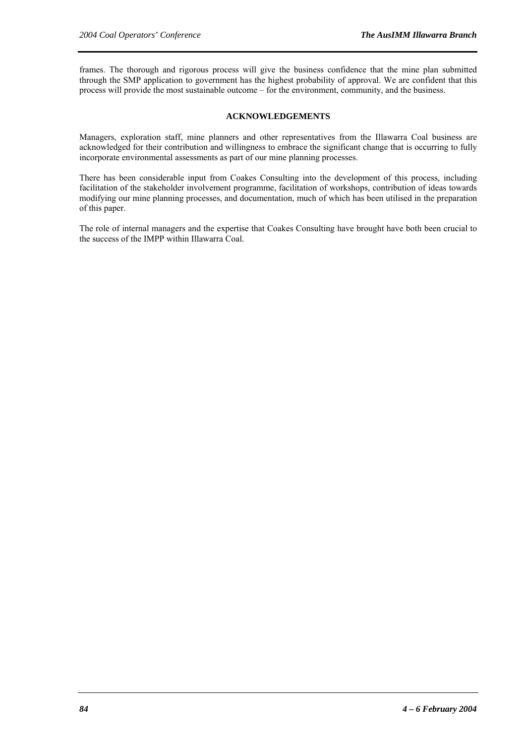frames. The thorough and rigorous process will give the business confidence that the mine plan submitted through the SMP application to government has the highest probability of approval. We are confident that this process will provide the most sustainable outcome – for the environment, community, and the business.

## ACKNOWLEDGEMENTS

Managers, exploration staff, mine planners and other representatives from the Illawarra Coal business are acknowledged for their contribution and willingness to embrace the significant change that is occurring to fully incorporate environmental assessments as part of our mine planning processes.

There has been considerable input from Coakes Consulting into the development of this process, including facilitation of the stakeholder involvement programme, facilitation of workshops, contribution of ideas towards modifying our mine planning processes, and documentation, much of which has been utilised in the preparation of this paper.

The role of internal managers and the expertise that Coakes Consulting have brought have both been crucial to the success of the IMPP within Illawarra Coal.